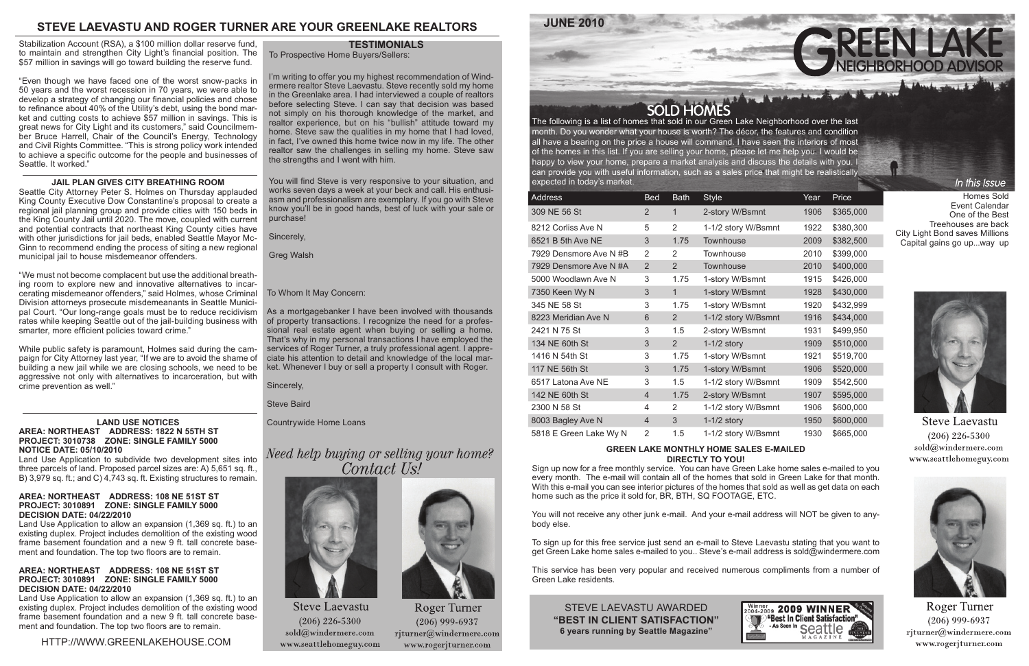## STEVE LAEVASTU AND ROGER TURNER ARE YOUR GREENLAKE REALTORS

Stabilization Account (RSA), a $100 million dollar reserve fund, to maintain and strengthen City Light's financial position. The $57 million in savings will go toward building the reserve fund.

"Even though we have faced one of the worst snow-packs in 50 years and the worst recession in 70 years, we were able to develop a strategy of changing our financial policies and chose to refinance about 40% of the Utility's debt, using the bond market and cutting costs to achieve $57 million in savings. This is great news for City Light and its customers," said Councilmember Bruce Harrell, Chair of the Council's Energy, Technology and Civil Rights Committee. "This is strong policy work intended to achieve a specific outcome for the people and businesses of Seattle. It worked."

### JAIL PLAN GIVES CITY BREATHING ROOM

Seattle City Attorney Peter S. Holmes on Thursday applauded King County Executive Dow Constantine's proposal to create a regional jail planning group and provide cities with 150 beds in the King County Jail until 2020. The move, coupled with current and potential contracts that northeast King County cities have with other jurisdictions for jail beds, enabled Seattle Mayor McGinn to recommend ending the process of siting a new regional municipal jail to house misdemeanor offenders.

"We must not become complacent but use the additional breathing room to explore new and innovative alternatives to incarcerating misdemeanor offenders," said Holmes, whose Criminal Division attorneys prosecute misdemeanants in Seattle Municipal Court. "Our long-range goals must be to reduce recidivism rates while keeping Seattle out of the jail-building business with smarter, more efficient policies toward crime."

While public safety is paramount, Holmes said during the campaign for City Attorney last year, "If we are to avoid the shame of building a new jail while we are closing schools, we need to be aggressive not only with alternatives to incarceration, but with crime prevention as well."

### LAND USE NOTICES

**AREA: NORTHEAST ADDRESS: 1822 N 55TH ST**
**PROJECT: 3010738 ZONE: SINGLE FAMILY 5000**
**NOTICE DATE: 05/10/2010**

Land Use Application to subdivide two development sites into three parcels of land. Proposed parcel sizes are: A) 5,651 sq. ft., B) 3,979 sq. ft.; and C) 4,743 sq. ft. Existing structures to remain.

**AREA: NORTHEAST ADDRESS: 108 NE 51ST ST**
**PROJECT: 3010891 ZONE: SINGLE FAMILY 5000**
**DECISION DATE: 04/22/2010**

Land Use Application to allow an expansion (1,369 sq. ft.) to an existing duplex. Project includes demolition of the existing wood frame basement foundation and a new 9 ft. tall concrete basement and foundation. The top two floors are to remain.

**AREA: NORTHEAST ADDRESS: 108 NE 51ST ST**
**PROJECT: 3010891 ZONE: SINGLE FAMILY 5000**
**DECISION DATE: 04/22/2010**

Land Use Application to allow an expansion (1,369 sq. ft.) to an existing duplex. Project includes demolition of the existing wood frame basement foundation and a new 9 ft. tall concrete basement and foundation. The top two floors are to remain.

HTTP://WWW.GREENLAKEHOUSE.COM

### TESTIMONIALS

To Prospective Home Buyers/Sellers:

I'm writing to offer you my highest recommendation of Windermere realtor Steve Laevastu. Steve recently sold my home in the Greenlake area. I had interviewed a couple of realtors before selecting Steve. I can say that decision was based not simply on his thorough knowledge of the market, and realtor experience, but on his "bullish" attitude toward my home. Steve saw the qualities in my home that I had loved, in fact, I've owned this home twice now in my life. The other realtor saw the challenges in selling my home. Steve saw the strengths and I went with him.

You will find Steve is very responsive to your situation, and works seven days a week at your beck and call. His enthusiasm and professionalism are exemplary. If you go with Steve know you'll be in good hands, best of luck with your sale or purchase!

Sincerely,

Greg Walsh

To Whom It May Concern:

As a mortgagebanker I have been involved with thousands of property transactions. I recognize the need for a professional real estate agent when buying or selling a home. That's why in my personal transactions I have employed the services of Roger Turner, a truly professional agent. I appreciate his attention to detail and knowledge of the local market. Whenever I buy or sell a property I consult with Roger.

Sincerely,

Steve Baird

Countrywide Home Loans

*Need help buying or selling your home? Contact Us!*

Steve Laevastu
(206) 226-5300
sold@windermere.com
www.seattlehomeguy.com

Roger Turner
(206) 999-6937
rjturner@windermere.com
www.rogerjturner.com

**JUNE 2010**

# GREEN LAKE NEIGHBORHOOD ADVISOR

## SOLD HOMES

The following is a list of homes that sold in our Green Lake Neighborhood over the last month. Do you wonder what your house is worth? The décor, the features and condition all have a bearing on the price a house will command. I have seen the interiors of most of the homes in this list. If you are selling your home, please let me help you. I would be happy to view your home, prepare a market analysis and discuss the details with you. I can provide you with useful information, such as a sales price that might be realistically expected in today's market.

| Address | Bed | Bath | Style | Year | Price |
|---|---|---|---|---|---|
| 309 NE 56 St | 2 | 1 | 2-story W/Bsmnt | 1906 | $365,000 |
| 8212 Corliss Ave N | 5 | 2 | 1-1/2 story W/Bsmnt | 1922 | $380,300 |
| 6521 B 5th Ave NE | 3 | 1.75 | Townhouse | 2009 | $382,500 |
| 7929 Densmore Ave N #B | 2 | 2 | Townhouse | 2010 | $399,000 |
| 7929 Densmore Ave N #A | 2 | 2 | Townhouse | 2010 | $400,000 |
| 5000 Woodlawn Ave N | 3 | 1.75 | 1-story W/Bsmnt | 1915 | $426,000 |
| 7350 Keen Wy N | 3 | 1 | 1-story W/Bsmnt | 1928 | $430,000 |
| 345 NE 58 St | 3 | 1.75 | 1-story W/Bsmnt | 1920 | $432,999 |
| 8223 Meridian Ave N | 6 | 2 | 1-1/2 story W/Bsmnt | 1916 | $434,000 |
| 2421 N 75 St | 3 | 1.5 | 2-story W/Bsmnt | 1931 | $499,950 |
| 134 NE 60th St | 3 | 2 | 1-1/2 story | 1909 | $510,000 |
| 1416 N 54th St | 3 | 1.75 | 1-story W/Bsmnt | 1921 | $519,700 |
| 117 NE 56th St | 3 | 1.75 | 1-story W/Bsmnt | 1906 | $520,000 |
| 6517 Latona Ave NE | 3 | 1.5 | 1-1/2 story W/Bsmnt | 1909 | $542,500 |
| 142 NE 60th St | 4 | 1.75 | 2-story W/Bsmnt | 1907 | $595,000 |
| 2300 N 58 St | 4 | 2 | 1-1/2 story W/Bsmnt | 1906 | $600,000 |
| 8003 Bagley Ave N | 4 | 3 | 1-1/2 story | 1950 | $600,000 |
| 5818 E Green Lake Wy N | 2 | 1.5 | 1-1/2 story W/Bsmnt | 1930 | $665,000 |

*In this Issue*

Homes Sold
Event Calendar
One of the Best
Treehouses are back
City Light Bond saves Millions
Capital gains go up...way up

Steve Laevastu
(206) 226-5300
sold@windermere.com
www.seattlehomeguy.com

Roger Turner
(206) 999-6937
rjturner@windermere.com
www.rogerjturner.com

### GREEN LAKE MONTHLY HOME SALES E-MAILED DIRECTLY TO YOU!

Sign up now for a free monthly service. You can have Green Lake home sales e-mailed to you every month. The e-mail will contain all of the homes that sold in Green Lake for that month. With this e-mail you can see interior pictures of the homes that sold as well as get data on each home such as the price it sold for, BR, BTH, SQ FOOTAGE, ETC.

You will not receive any other junk e-mail. And your e-mail address will NOT be given to anybody else.

To sign up for this free service just send an e-mail to Steve Laevastu stating that you want to get Green Lake home sales e-mailed to you.. Steve's e-mail address is sold@windermere.com

This service has been very popular and received numerous compliments from a number of Green Lake residents.

STEVE LAEVASTU AWARDED
**"BEST IN CLIENT SATISFACTION"**
**6 years running by Seattle Magazine"**

Winner 2004-2009 2009 WINNER "Best In Client Satisfaction" - As Seen In Seattle Magazine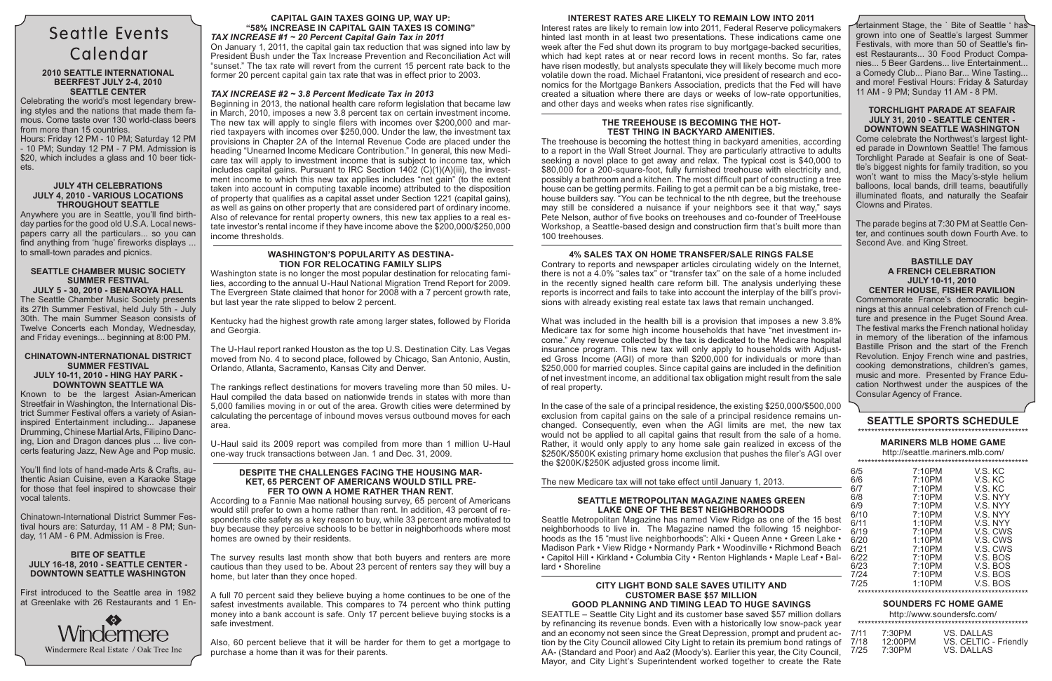# Seattle Events Calendar

### 2010 SEATTLE INTERNATIONAL BEERFEST JULY 2-4, 2010 SEATTLE CENTER

Celebrating the world's most legendary brewing styles and the nations that made them famous. Come taste over 130 world-class beers from more than 15 countries.

Hours: Friday 12 PM - 10 PM; Saturday 12 PM - 10 PM; Sunday 12 PM - 7 PM. Admission is $20, which includes a glass and 10 beer tickets.

### JULY 4TH CELEBRATIONS JULY 4, 2010 - VARIOUS LOCATIONS THROUGHOUT SEATTLE

Anywhere you are in Seattle, you'll find birthday parties for the good old U.S.A. Local newspapers carry all the particulars... so you can find anything from 'huge' fireworks displays ... to small-town parades and picnics.

### SEATTLE CHAMBER MUSIC SOCIETY SUMMER FESTIVAL JULY 5 - 30, 2010 - BENAROYA HALL

The Seattle Chamber Music Society presents its 27th Summer Festival, held July 5th - July 30th. The main Summer Season consists of Twelve Concerts each Monday, Wednesday, and Friday evenings... beginning at 8:00 PM.

### CHINATOWN-INTERNATIONAL DISTRICT SUMMER FESTIVAL JULY 10-11, 2010 - HING HAY PARK - DOWNTOWN SEATTLE WA

Known to be the largest Asian-American Streetfair in Washington, the International District Summer Festival offers a variety of Asian-inspired Entertainment including... Japanese Drumming, Chinese Martial Arts, Filipino Dancing, Lion and Dragon dances plus ... live concerts featuring Jazz, New Age and Pop music.

You'll find lots of hand-made Arts & Crafts, authentic Asian Cuisine, even a Karaoke Stage for those that feel inspired to showcase their vocal talents.

Chinatown-International District Summer Festival hours are: Saturday, 11 AM - 8 PM; Sunday, 11 AM - 6 PM. Admission is Free.

### BITE OF SEATTLE JULY 16-18, 2010 - SEATTLE CENTER - DOWNTOWN SEATTLE WASHINGTON

First introduced to the Seattle area in 1982 at Greenlake with 26 Restaurants and 1 Entertainment Stage, the ` Bite of Seattle ' has grown into one of Seattle's largest Summer Festivals, with more than 50 of Seattle's finest Restaurants... 30 Food Product Companies... 5 Beer Gardens... live Entertainment... a Comedy Club... Piano Bar... Wine Tasting... and more! Festival Hours: Friday & Saturday 11 AM - 9 PM; Sunday 11 AM - 8 PM.

### TORCHLIGHT PARADE AT SEAFAIR JULY 31, 2010 - SEATTLE CENTER - DOWNTOWN SEATTLE WASHINGTON

Come celebrate the Northwest's largest lighted parade in Downtown Seattle! The famous Torchlight Parade at Seafair is one of Seattle's biggest nights for family tradition, so you won't want to miss the Macy's-style helium balloons, local bands, drill teams, beautifully illuminated floats, and naturally the Seafair Clowns and Pirates.

The parade begins at 7:30 PM at Seattle Center, and continues south down Fourth Ave. to Second Ave. and King Street.

### BASTILLE DAY A FRENCH CELEBRATION JULY 10-11, 2010 CENTER HOUSE, FISHER PAVILION

Commemorate France's democratic beginnings at this annual celebration of French culture and presence in the Puget Sound Area. The festival marks the French national holiday in memory of the liberation of the infamous Bastille Prison and the start of the French Revolution. Enjoy French wine and pastries, cooking demonstrations, children's games, music and more. Presented by France Education Northwest under the auspices of the Consular Agency of France.

Windermere

Windermere Real Estate / Oak Tree Inc

## CAPITAL GAIN TAXES GOING UP, WAY UP: "58% INCREASE IN CAPITAL GAIN TAXES IS COMING"

### *TAX INCREASE #1 ~ 20 Percent Capital Gain Tax in 2011*

On January 1, 2011, the capital gain tax reduction that was signed into law by President Bush under the Tax Increase Prevention and Reconciliation Act will "sunset." The tax rate will revert from the current 15 percent rate back to the former 20 percent capital gain tax rate that was in effect prior to 2003.

### *TAX INCREASE #2 ~ 3.8 Percent Medicate Tax in 2013*

Beginning in 2013, the national health care reform legislation that became law in March, 2010, imposes a new 3.8 percent tax on certain investment income. The new tax will apply to single filers with incomes over $200,000 and married taxpayers with incomes over $250,000. Under the law, the investment tax provisions in Chapter 2A of the Internal Revenue Code are placed under the heading "Unearned Income Medicare Contribution." In general, this new Medicare tax will apply to investment income that is subject to income tax, which includes capital gains. Pursuant to IRC Section 1402 (C)(1)(A)(iii), the investment income to which this new tax applies includes "net gain" (to the extent taken into account in computing taxable income) attributed to the disposition of property that qualifies as a capital asset under Section 1221 (capital gains), as well as gains on other property that are considered part of ordinary income. Also of relevance for rental property owners, this new tax applies to a real estate investor's rental income if they have income above the $200,000/$250,000 income thresholds.

## WASHINGTON'S POPULARITY AS DESTINATION FOR RELOCATING FAMILY SLIPS

Washington state is no longer the most popular destination for relocating families, according to the annual U-Haul National Migration Trend Report for 2009. The Evergreen State claimed that honor for 2008 with a 7 percent growth rate, but last year the rate slipped to below 2 percent.

Kentucky had the highest growth rate among larger states, followed by Florida and Georgia.

The U-Haul report ranked Houston as the top U.S. Destination City. Las Vegas moved from No. 4 to second place, followed by Chicago, San Antonio, Austin, Orlando, Atlanta, Sacramento, Kansas City and Denver.

The rankings reflect destinations for movers traveling more than 50 miles. U-Haul compiled the data based on nationwide trends in states with more than 5,000 families moving in or out of the area. Growth cities were determined by calculating the percentage of inbound moves versus outbound moves for each area.

U-Haul said its 2009 report was compiled from more than 1 million U-Haul one-way truck transactions between Jan. 1 and Dec. 31, 2009.

## DESPITE THE CHALLENGES FACING THE HOUSING MARKET, 65 PERCENT OF AMERICANS WOULD STILL PREFER TO OWN A HOME RATHER THAN RENT.

According to a Fannie Mae national housing survey, 65 percent of Americans would still prefer to own a home rather than rent. In addition, 43 percent of respondents cite safety as a key reason to buy, while 33 percent are motivated to buy because they perceive schools to be better in neighborhoods where most homes are owned by their residents.

The survey results last month show that both buyers and renters are more cautious than they used to be. About 23 percent of renters say they will buy a home, but later than they once hoped.

A full 70 percent said they believe buying a home continues to be one of the safest investments available. This compares to 74 percent who think putting money into a bank account is safe. Only 17 percent believe buying stocks is a safe investment.

Also, 60 percent believe that it will be harder for them to get a mortgage to purchase a home than it was for their parents.

## INTEREST RATES ARE LIKELY TO REMAIN LOW INTO 2011

Interest rates are likely to remain low into 2011, Federal Reserve policymakers hinted last month in at least two presentations. These indications came one week after the Fed shut down its program to buy mortgage-backed securities, which had kept rates at or near record lows in recent months. So far, rates have risen modestly, but analysts speculate they will likely become much more volatile down the road. Michael Fratantoni, vice president of research and economics for the Mortgage Bankers Association, predicts that the Fed will have created a situation where there are days or weeks of low-rate opportunities, and other days and weeks when rates rise significantly.

## THE TREEHOUSE IS BECOMING THE HOT-TEST THING IN BACKYARD AMENITIES.

The treehouse is becoming the hottest thing in backyard amenities, according to a report in the Wall Street Journal. They are particularly attractive to adults seeking a novel place to get away and relax. The typical cost is $40,000 to $80,000 for a 200-square-foot, fully furnished treehouse with electricity and, possibly a bathroom and a kitchen. The most difficult part of constructing a tree house can be getting permits. Failing to get a permit can be a big mistake, treehouse builders say. "You can be technical to the nth degree, but the treehouse may still be considered a nuisance if your neighbors see it that way," says Pete Nelson, author of five books on treehouses and co-founder of TreeHouse Workshop, a Seattle-based design and construction firm that's built more than 100 treehouses.

## 4% SALES TAX ON HOME TRANSFER/SALE RINGS FALSE

Contrary to reports and newspaper articles circulating widely on the Internet, there is not a 4.0% "sales tax" or "transfer tax" on the sale of a home included in the recently signed health care reform bill. The analysis underlying these reports is incorrect and fails to take into account the interplay of the bill's provisions with already existing real estate tax laws that remain unchanged.

What was included in the health bill is a provision that imposes a new 3.8% Medicare tax for some high income households that have "net investment income." Any revenue collected by the tax is dedicated to the Medicare hospital insurance program. This new tax will only apply to households with Adjusted Gross Income (AGI) of more than $200,000 for individuals or more than $250,000 for married couples. Since capital gains are included in the definition of net investment income, an additional tax obligation might result from the sale of real property.

In the case of the sale of a principal residence, the existing $250,000/$500,000 exclusion from capital gains on the sale of a principal residence remains unchanged. Consequently, even when the AGI limits are met, the new tax would not be applied to all capital gains that result from the sale of a home. Rather, it would only apply to any home sale gain realized in excess of the $250K/$500K existing primary home exclusion that pushes the filer's AGI over the $200K/$250K adjusted gross income limit.

The new Medicare tax will not take effect until January 1, 2013.

## SEATTLE METROPOLITAN MAGAZINE NAMES GREEN LAKE ONE OF THE BEST NEIGHBORHOODS

Seattle Metropolitan Magazine has named View Ridge as one of the 15 best neighborhoods to live in. The Magazine named the following 15 neighborhoods as the 15 "must live neighborhoods": Alki • Queen Anne • Green Lake • Madison Park • View Ridge • Normandy Park • Woodinville • Richmond Beach • Capitol Hill • Kirkland • Columbia City • Renton Highlands • Maple Leaf • Ballard • Shoreline

## CITY LIGHT BOND SALE SAVES UTILITY AND CUSTOMER BASE $57 MILLION GOOD PLANNING AND TIMING LEAD TO HUGE SAVINGS

SEATTLE – Seattle City Light and its customer base saved $57 million dollars by refinancing its revenue bonds. Even with a historically low snow-pack year and an economy not seen since the Great Depression, prompt and prudent action by the City Council allowed City Light to retain its premium bond ratings of AA- (Standard and Poor) and Aa2 (Moody's). Earlier this year, the City Council, Mayor, and City Light's Superintendent worked together to create the Rate

## SEATTLE SPORTS SCHEDULE

### MARINERS MLB HOME GAME

http://seattle.mariners.mlb.com/

| | | |
|---|---|---|
| 6/5 | 7:10PM | V.S. KC |
| 6/6 | 7:10PM | V.S. KC |
| 6/7 | 7:10PM | V.S. KC |
| 6/8 | 7:10PM | V.S. NYY |
| 6/9 | 7:10PM | V.S. NYY |
| 6/10 | 7:10PM | V.S. NYY |
| 6/11 | 1:10PM | V.S. NYY |
| 6/19 | 7:10PM | V.S. CWS |
| 6/20 | 1:10PM | V.S. CWS |
| 6/21 | 7:10PM | V.S. CWS |
| 6/22 | 7:10PM | V.S. BOS |
| 6/23 | 7:10PM | V.S. BOS |
| 7/24 | 7:10PM | V.S. BOS |
| 7/25 | 1:10PM | V.S. BOS |

### SOUNDERS FC HOME GAME

http://www.soundersfc.com/

| | | |
|---|---|---|
| 7/11 | 7:30PM | VS. DALLAS |
| 7/18 | 12:00PM | VS. CELTIC - Friendly |
| 7/25 | 7:30PM | VS. DALLAS |